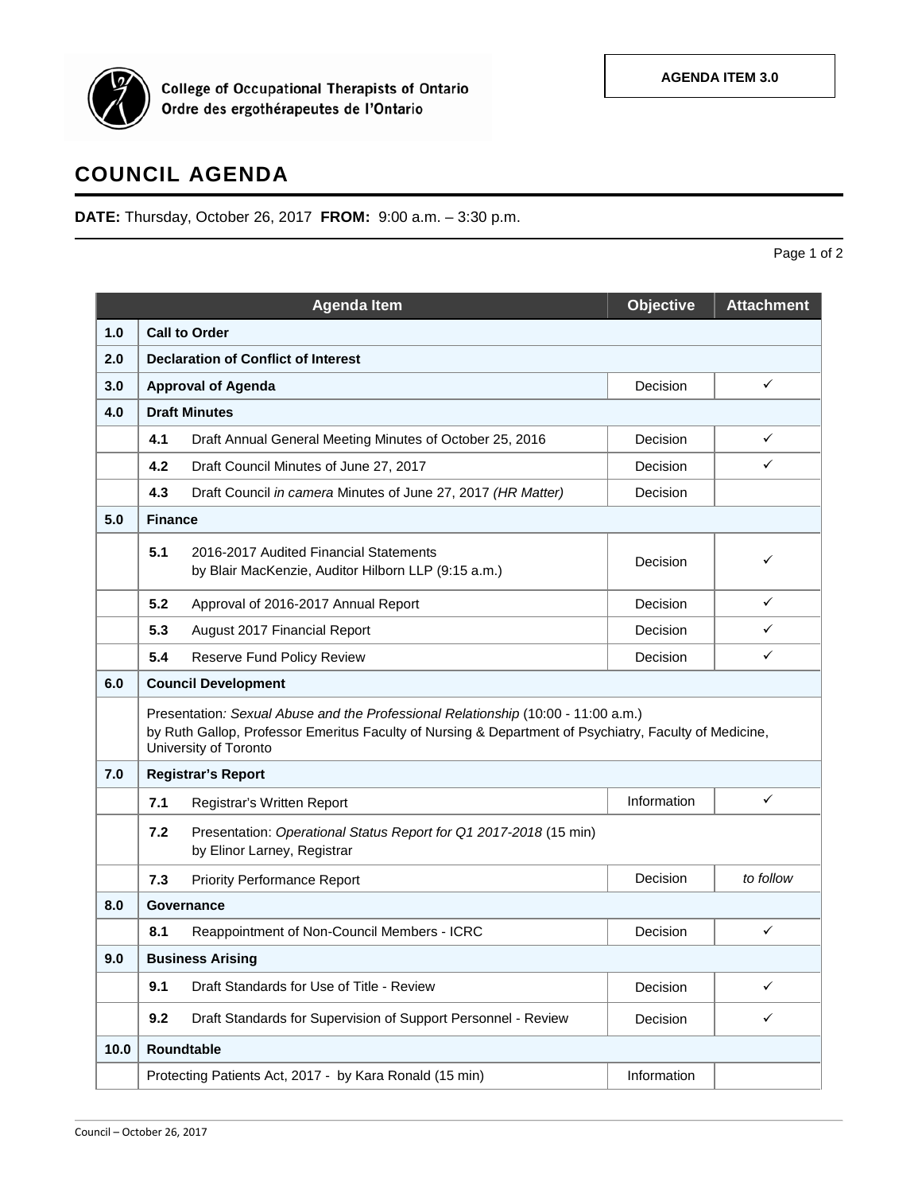College of Occupational Therapists of Ontario
Ordre des ergothérapeutes de l'Ontario

**AGENDA ITEM 3.0**

# COUNCIL AGENDA

**DATE:** Thursday, October 26, 2017 **FROM:** 9:00 a.m. – 3:30 p.m.

| | Agenda Item | Objective | Attachment |
|---|---|---|---|
| **1.0** | **Call to Order** | | |
| **2.0** | **Declaration of Conflict of Interest** | | |
| **3.0** | **Approval of Agenda** | Decision | ✓ |
| **4.0** | **Draft Minutes** | | |
| | **4.1** Draft Annual General Meeting Minutes of October 25, 2016 | Decision | ✓ |
| | **4.2** Draft Council Minutes of June 27, 2017 | Decision | ✓ |
| | **4.3** Draft Council *in camera* Minutes of June 27, 2017 *(HR Matter)* | Decision | |
| **5.0** | **Finance** | | |
| | **5.1** 2016-2017 Audited Financial Statements by Blair MacKenzie, Auditor Hilborn LLP (9:15 a.m.) | Decision | ✓ |
| | **5.2** Approval of 2016-2017 Annual Report | Decision | ✓ |
| | **5.3** August 2017 Financial Report | Decision | ✓ |
| | **5.4** Reserve Fund Policy Review | Decision | ✓ |
| **6.0** | **Council Development** | | |
| | Presentation*: Sexual Abuse and the Professional Relationship* (10:00 - 11:00 a.m.) by Ruth Gallop, Professor Emeritus Faculty of Nursing & Department of Psychiatry, Faculty of Medicine, University of Toronto | | |
| **7.0** | **Registrar's Report** | | |
| | **7.1** Registrar's Written Report | Information | ✓ |
| | **7.2** Presentation: *Operational Status Report for Q1 2017-2018* (15 min) by Elinor Larney, Registrar | | |
| | **7.3** Priority Performance Report | Decision | *to follow* |
| **8.0** | **Governance** | | |
| | **8.1** Reappointment of Non-Council Members - ICRC | Decision | ✓ |
| **9.0** | **Business Arising** | | |
| | **9.1** Draft Standards for Use of Title - Review | Decision | ✓ |
| | **9.2** Draft Standards for Supervision of Support Personnel - Review | Decision | ✓ |
| **10.0** | **Roundtable** | | |
| | Protecting Patients Act, 2017 - by Kara Ronald (15 min) | Information | |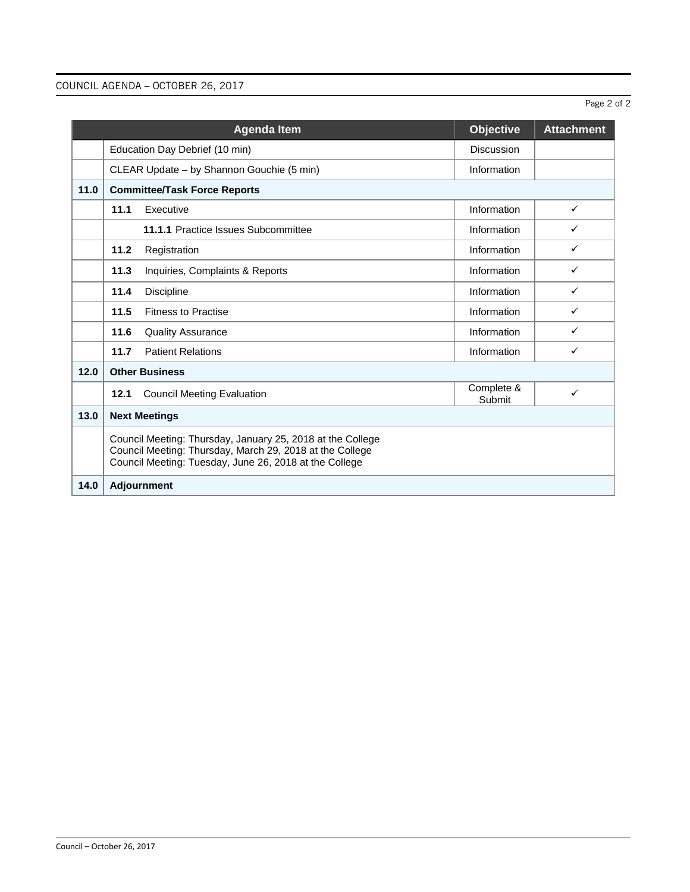| | Agenda Item | Objective | Attachment |
|---|---|---|---|
| | Education Day Debrief (10 min) | Discussion | |
| | CLEAR Update – by Shannon Gouchie (5 min) | Information | |
| **11.0** | **Committee/Task Force Reports** | | |
| | **11.1** Executive | Information | ✓ |
| | **11.1.1** Practice Issues Subcommittee | Information | ✓ |
| | **11.2** Registration | Information | ✓ |
| | **11.3** Inquiries, Complaints & Reports | Information | ✓ |
| | **11.4** Discipline | Information | ✓ |
| | **11.5** Fitness to Practise | Information | ✓ |
| | **11.6** Quality Assurance | Information | ✓ |
| | **11.7** Patient Relations | Information | ✓ |
| **12.0** | **Other Business** | | |
| | **12.1** Council Meeting Evaluation | Complete & Submit | ✓ |
| **13.0** | **Next Meetings** | | |
| | Council Meeting: Thursday, January 25, 2018 at the College<br>Council Meeting: Thursday, March 29, 2018 at the College<br>Council Meeting: Tuesday, June 26, 2018 at the College | | |
| **14.0** | **Adjournment** | | |